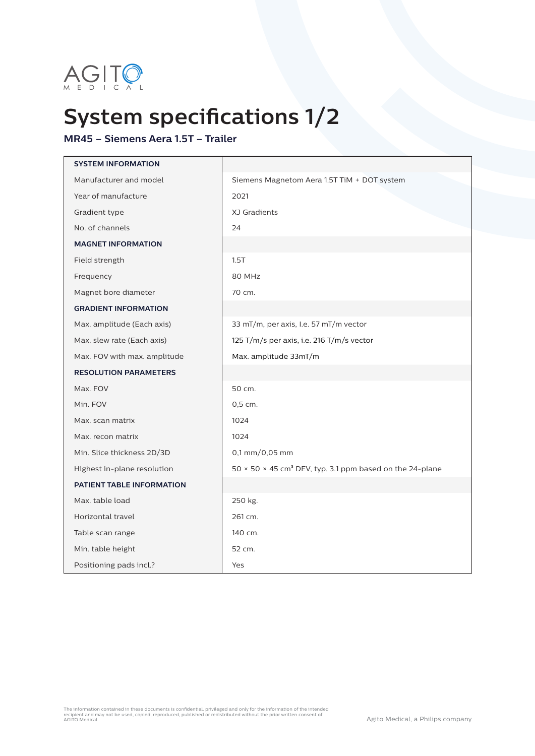AGITO MEDICAL

# System specifications 1/2

## MR45 – Siemens Aera 1.5T – Trailer

| **SYSTEM INFORMATION** | |
|---|---|
| Manufacturer and model | Siemens Magnetom Aera 1.5T TiM + DOT system |
| Year of manufacture | 2021 |
| Gradient type | XJ Gradients |
| No. of channels | 24 |
| **MAGNET INFORMATION** | |
| Field strength | 1.5T |
| Frequency | 80 MHz |
| Magnet bore diameter | 70 cm. |
| **GRADIENT INFORMATION** | |
| Max. amplitude (Each axis) | 33 mT/m, per axis, I.e. 57 mT/m vector |
| Max. slew rate (Each axis) | 125 T/m/s per axis, i.e. 216 T/m/s vector |
| Max. FOV with max. amplitude | Max. amplitude 33mT/m |
| **RESOLUTION PARAMETERS** | |
| Max. FOV | 50 cm. |
| Min. FOV | 0,5 cm. |
| Max. scan matrix | 1024 |
| Max. recon matrix | 1024 |
| Min. Slice thickness 2D/3D | 0,1 mm/0,05 mm |
| Highest in-plane resolution | 50 × 50 × 45 $cm^3$ DEV, typ. 3.1 ppm based on the 24-plane |
| **PATIENT TABLE INFORMATION** | |
| Max. table load | 250 kg. |
| Horizontal travel | 261 cm. |
| Table scan range | 140 cm. |
| Min. table height | 52 cm. |
| Positioning pads incl.? | Yes |

The information contained in these documents is confidential, privileged and only for the information of the intended recipient and may not be used, copied, reproduced, published or redistributed without the prior written consent of AGITO Medical.

Agito Medical, a Philips company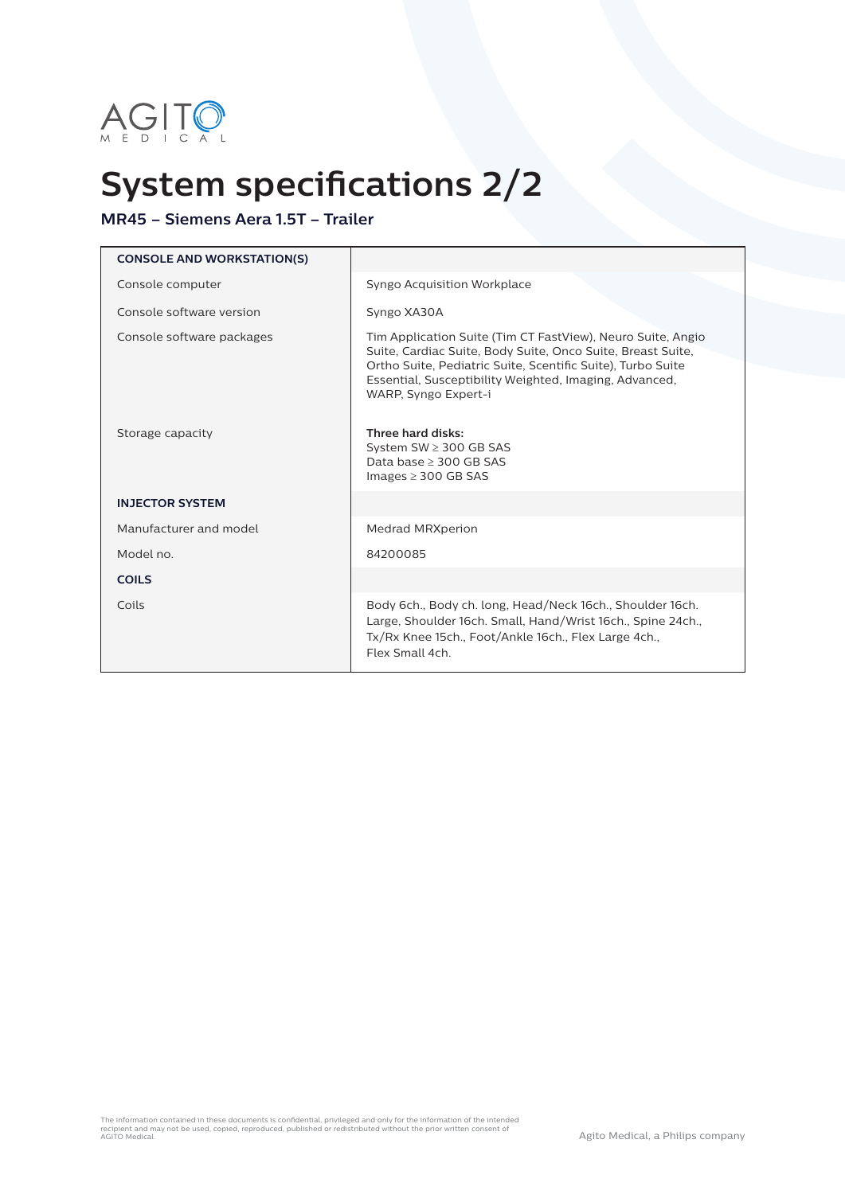# System specifications 2/2

## MR45 – Siemens Aera 1.5T – Trailer

| | |
|---|---|
| **CONSOLE AND WORKSTATION(S)** | |
| Console computer | Syngo Acquisition Workplace |
| Console software version | Syngo XA30A |
| Console software packages | Tim Application Suite (Tim CT FastView), Neuro Suite, Angio Suite, Cardiac Suite, Body Suite, Onco Suite, Breast Suite, Ortho Suite, Pediatric Suite, Scentific Suite), Turbo Suite Essential, Susceptibility Weighted, Imaging, Advanced, WARP, Syngo Expert-i |
| Storage capacity | **Three hard disks:**<br>System SW ≥ 300 GB SAS<br>Data base ≥ 300 GB SAS<br>Images ≥ 300 GB SAS |
| **INJECTOR SYSTEM** | |
| Manufacturer and model | Medrad MRXperion |
| Model no. | 84200085 |
| **COILS** | |
| Coils | Body 6ch., Body ch. long, Head/Neck 16ch., Shoulder 16ch. Large, Shoulder 16ch. Small, Hand/Wrist 16ch., Spine 24ch., Tx/Rx Knee 15ch., Foot/Ankle 16ch., Flex Large 4ch., Flex Small 4ch. |

The information contained in these documents is confidential, privileged and only for the information of the intended recipient and may not be used, copied, reproduced, published or redistributed without the prior written consent of AGITO Medical.

Agito Medical, a Philips company